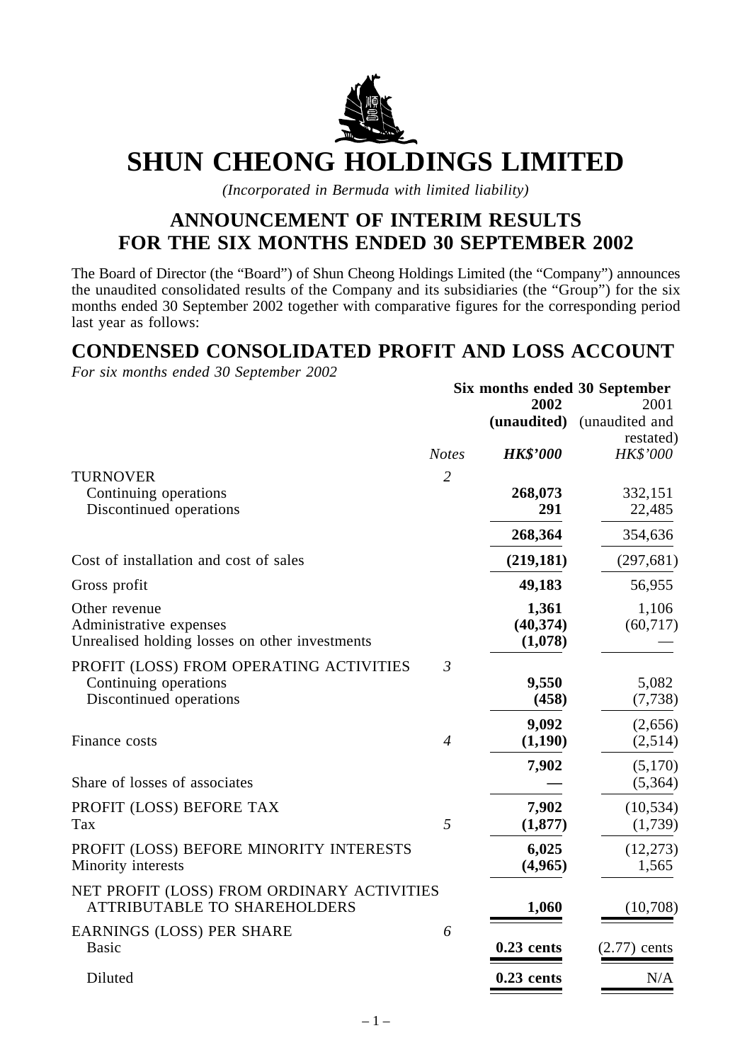# SHUN CHEONG HOLDINGS LIMITED

*(Incorporated in Bermuda with limited liability)*

## ANNOUNCEMENT OF INTERIM RESULTS FOR THE SIX MONTHS ENDED 30 SEPTEMBER 2002

The Board of Director (the "Board") of Shun Cheong Holdings Limited (the "Company") announces the unaudited consolidated results of the Company and its subsidiaries (the "Group") for the six months ended 30 September 2002 together with comparative figures for the corresponding period last year as follows:

## CONDENSED CONSOLIDATED PROFIT AND LOSS ACCOUNT

*For six months ended 30 September 2002*

| | | Six months ended 30 September | |
|---|---|---|---|
| | | **2002** | 2001 |
| | | **(unaudited)** | (unaudited and restated) |
| | *Notes* | ***HK$'000*** | *HK$'000* |
| TURNOVER | *2* | | |
| Continuing operations | | **268,073** | 332,151 |
| Discontinued operations | | **291** | 22,485 |
| | | **268,364** | 354,636 |
| Cost of installation and cost of sales | | **(219,181)** | (297,681) |
| Gross profit | | **49,183** | 56,955 |
| Other revenue | | **1,361** | 1,106 |
| Administrative expenses | | **(40,374)** | (60,717) |
| Unrealised holding losses on other investments | | **(1,078)** | — |
| PROFIT (LOSS) FROM OPERATING ACTIVITIES | *3* | | |
| Continuing operations | | **9,550** | 5,082 |
| Discontinued operations | | **(458)** | (7,738) |
| | | **9,092** | (2,656) |
| Finance costs | *4* | **(1,190)** | (2,514) |
| | | **7,902** | (5,170) |
| Share of losses of associates | | **—** | (5,364) |
| PROFIT (LOSS) BEFORE TAX | | **7,902** | (10,534) |
| Tax | *5* | **(1,877)** | (1,739) |
| PROFIT (LOSS) BEFORE MINORITY INTERESTS | | **6,025** | (12,273) |
| Minority interests | | **(4,965)** | 1,565 |
| NET PROFIT (LOSS) FROM ORDINARY ACTIVITIES ATTRIBUTABLE TO SHAREHOLDERS | | **1,060** | (10,708) |
| EARNINGS (LOSS) PER SHARE | *6* | | |
| Basic | | **0.23 cents** | (2.77) cents |
| Diluted | | **0.23 cents** | N/A |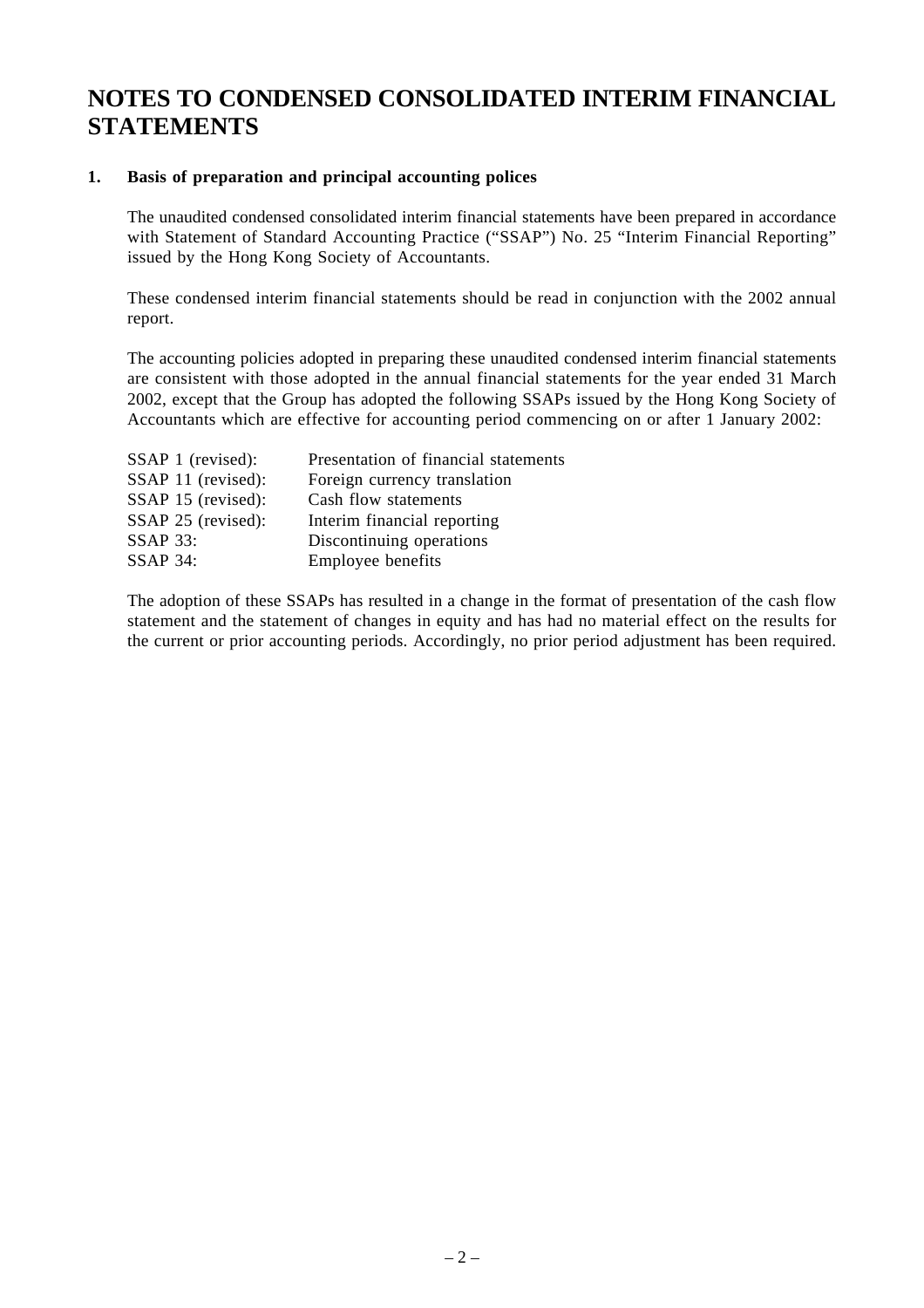# NOTES TO CONDENSED CONSOLIDATED INTERIM FINANCIAL STATEMENTS

## 1. Basis of preparation and principal accounting polices

The unaudited condensed consolidated interim financial statements have been prepared in accordance with Statement of Standard Accounting Practice ("SSAP") No. 25 "Interim Financial Reporting" issued by the Hong Kong Society of Accountants.

These condensed interim financial statements should be read in conjunction with the 2002 annual report.

The accounting policies adopted in preparing these unaudited condensed interim financial statements are consistent with those adopted in the annual financial statements for the year ended 31 March 2002, except that the Group has adopted the following SSAPs issued by the Hong Kong Society of Accountants which are effective for accounting period commencing on or after 1 January 2002:

| | |
|---|---|
| SSAP 1 (revised): | Presentation of financial statements |
| SSAP 11 (revised): | Foreign currency translation |
| SSAP 15 (revised): | Cash flow statements |
| SSAP 25 (revised): | Interim financial reporting |
| SSAP 33: | Discontinuing operations |
| SSAP 34: | Employee benefits |

The adoption of these SSAPs has resulted in a change in the format of presentation of the cash flow statement and the statement of changes in equity and has had no material effect on the results for the current or prior accounting periods. Accordingly, no prior period adjustment has been required.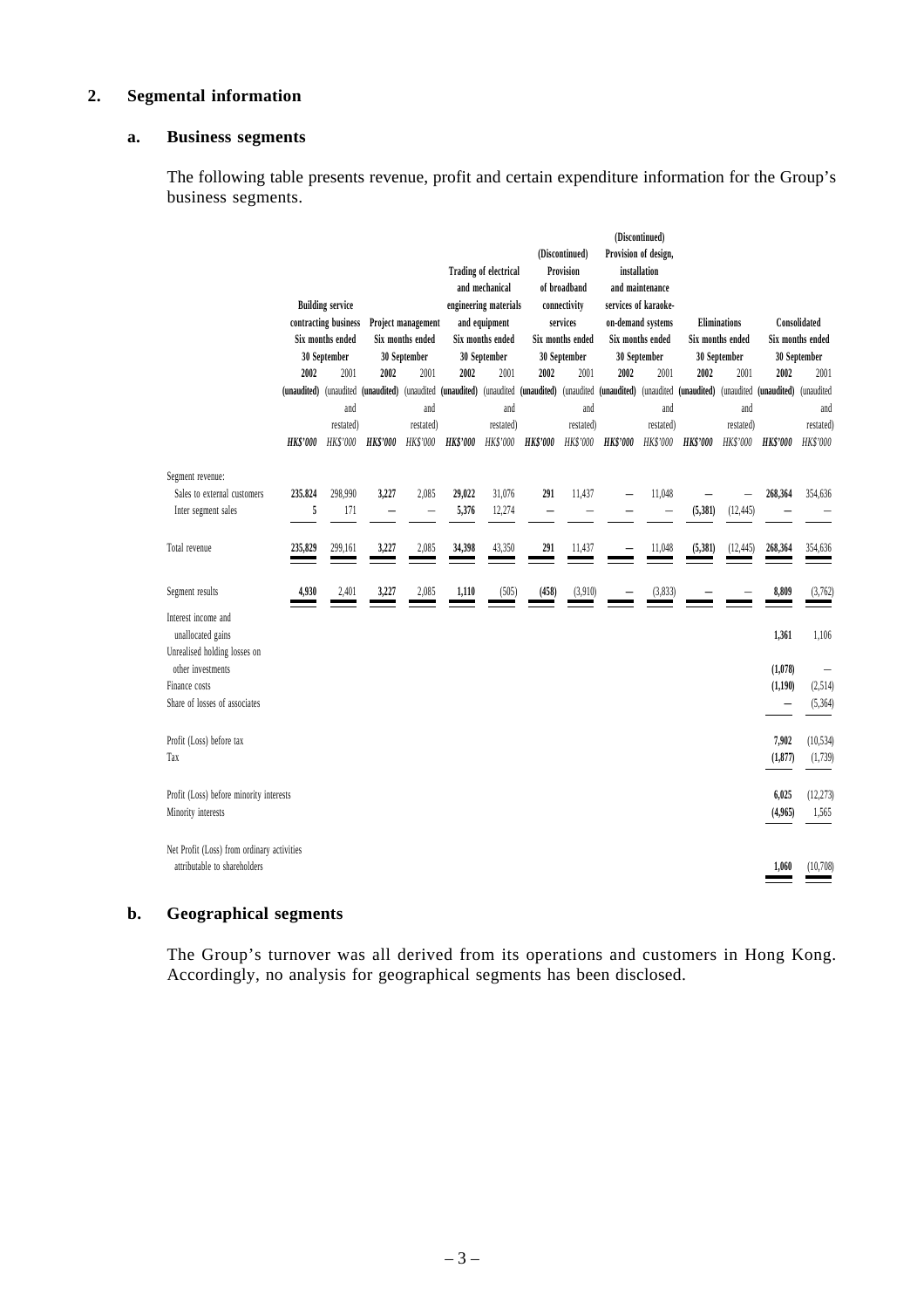## 2. Segmental information

### a. Business segments

The following table presents revenue, profit and certain expenditure information for the Group's business segments.

| | Building service contracting business Six months ended 30 September | | Project management Six months ended 30 September | | Trading of electrical and mechanical engineering materials and equipment Six months ended 30 September | | (Discontinued) Provision of broadband connectivity services Six months ended 30 September | | (Discontinued) Provision of design, installation and maintenance services of karaoke-on-demand systems Six months ended 30 September | | Eliminations Six months ended 30 September | | Consolidated Six months ended 30 September | |
|---|---|---|---|---|---|---|---|---|---|---|---|---|---|---|
| | **2002** | 2001 | **2002** | 2001 | **2002** | 2001 | **2002** | 2001 | **2002** | 2001 | **2002** | 2001 | **2002** | 2001 |
| | **(unaudited)** | (unaudited and restated) | **(unaudited)** | (unaudited and restated) | **(unaudited)** | (unaudited and restated) | **(unaudited)** | (unaudited and restated) | **(unaudited)** | (unaudited and restated) | **(unaudited)** | (unaudited and restated) | **(unaudited)** | (unaudited and restated) |
| | ***HK$'000*** | *HK$'000* | ***HK$'000*** | *HK$'000* | ***HK$'000*** | *HK$'000* | ***HK$'000*** | *HK$'000* | ***HK$'000*** | *HK$'000* | ***HK$'000*** | *HK$'000* | ***HK$'000*** | *HK$'000* |
| Segment revenue: | | | | | | | | | | | | | | |
| Sales to external customers | **235,824** | 298,990 | **3,227** | 2,085 | **29,022** | 31,076 | **291** | 11,437 | **–** | 11,048 | **–** | – | **268,364** | 354,636 |
| Inter segment sales | **5** | 171 | **–** | – | **5,376** | 12,274 | **–** | – | **–** | – | **(5,381)** | (12,445) | **–** | – |
| Total revenue | **235,829** | 299,161 | **3,227** | 2,085 | **34,398** | 43,350 | **291** | 11,437 | **–** | 11,048 | **(5,381)** | (12,445) | **268,364** | 354,636 |
| Segment results | **4,930** | 2,401 | **3,227** | 2,085 | **1,110** | (505) | **(458)** | (3,910) | **–** | (3,833) | **–** | – | **8,809** | (3,762) |
| Interest income and unallocated gains | | | | | | | | | | | | | **1,361** | 1,106 |
| Unrealised holding losses on other investments | | | | | | | | | | | | | **(1,078)** | – |
| Finance costs | | | | | | | | | | | | | **(1,190)** | (2,514) |
| Share of losses of associates | | | | | | | | | | | | | **–** | (5,364) |
| Profit (Loss) before tax | | | | | | | | | | | | | **7,902** | (10,534) |
| Tax | | | | | | | | | | | | | **(1,877)** | (1,739) |
| Profit (Loss) before minority interests | | | | | | | | | | | | | **6,025** | (12,273) |
| Minority interests | | | | | | | | | | | | | **(4,965)** | 1,565 |
| Net Profit (Loss) from ordinary activities attributable to shareholders | | | | | | | | | | | | | **1,060** | (10,708) |

### b. Geographical segments

The Group's turnover was all derived from its operations and customers in Hong Kong. Accordingly, no analysis for geographical segments has been disclosed.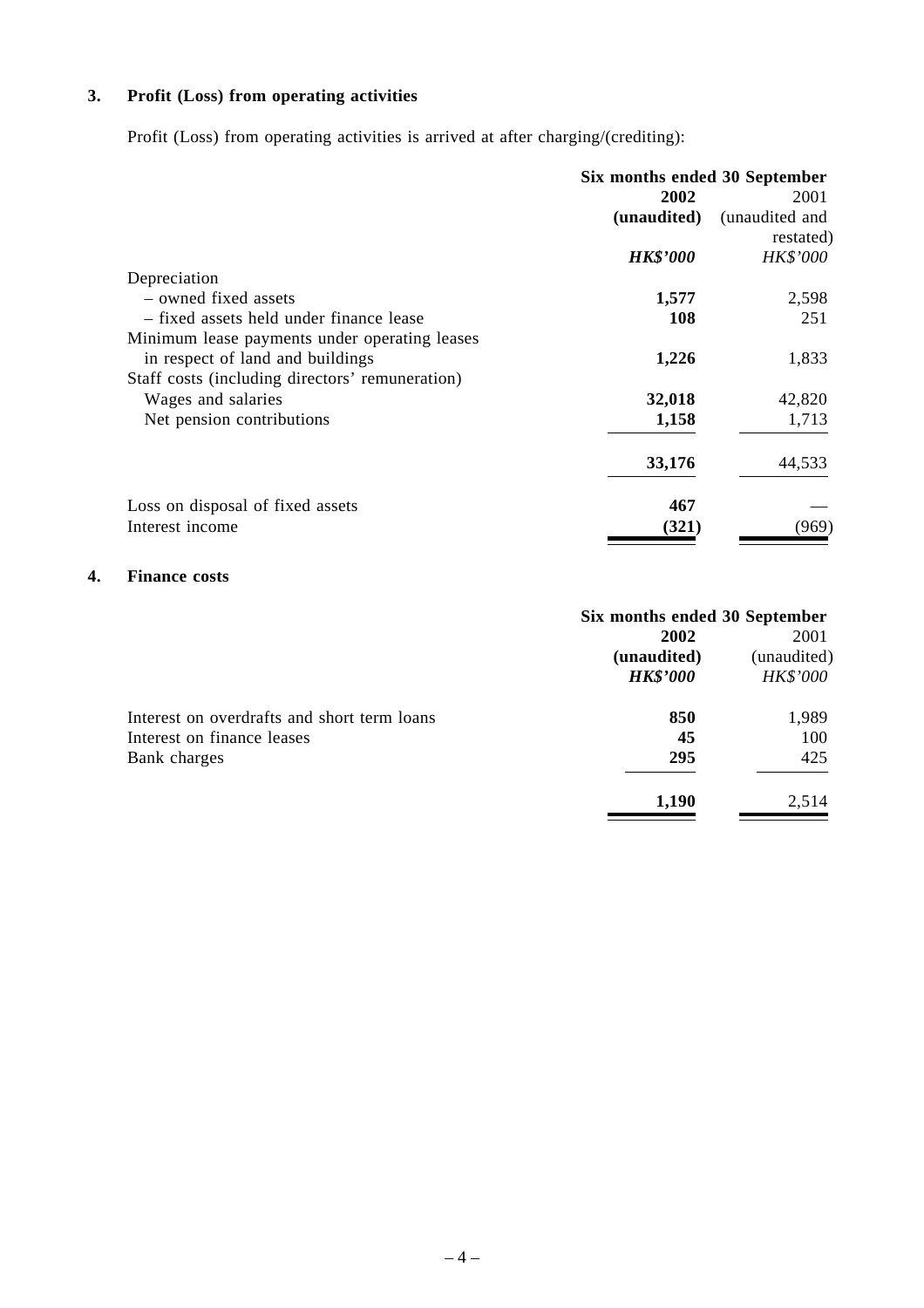## 3. Profit (Loss) from operating activities

Profit (Loss) from operating activities is arrived at after charging/(crediting):

| | Six months ended 30 September | |
|---|---|---|
| | **2002** | 2001 |
| | **(unaudited)** | (unaudited and restated) |
| | ***HK$'000*** | *HK$'000* |
| Depreciation | | |
| – owned fixed assets | **1,577** | 2,598 |
| – fixed assets held under finance lease | **108** | 251 |
| Minimum lease payments under operating leases in respect of land and buildings | **1,226** | 1,833 |
| Staff costs (including directors' remuneration) | | |
| Wages and salaries | **32,018** | 42,820 |
| Net pension contributions | **1,158** | 1,713 |
| | **33,176** | 44,533 |
| Loss on disposal of fixed assets | **467** | — |
| Interest income | **(321)** | (969) |

## 4. Finance costs

| | Six months ended 30 September | |
|---|---|---|
| | **2002** | 2001 |
| | **(unaudited)** | (unaudited) |
| | ***HK$'000*** | *HK$'000* |
| Interest on overdrafts and short term loans | **850** | 1,989 |
| Interest on finance leases | **45** | 100 |
| Bank charges | **295** | 425 |
| | **1,190** | 2,514 |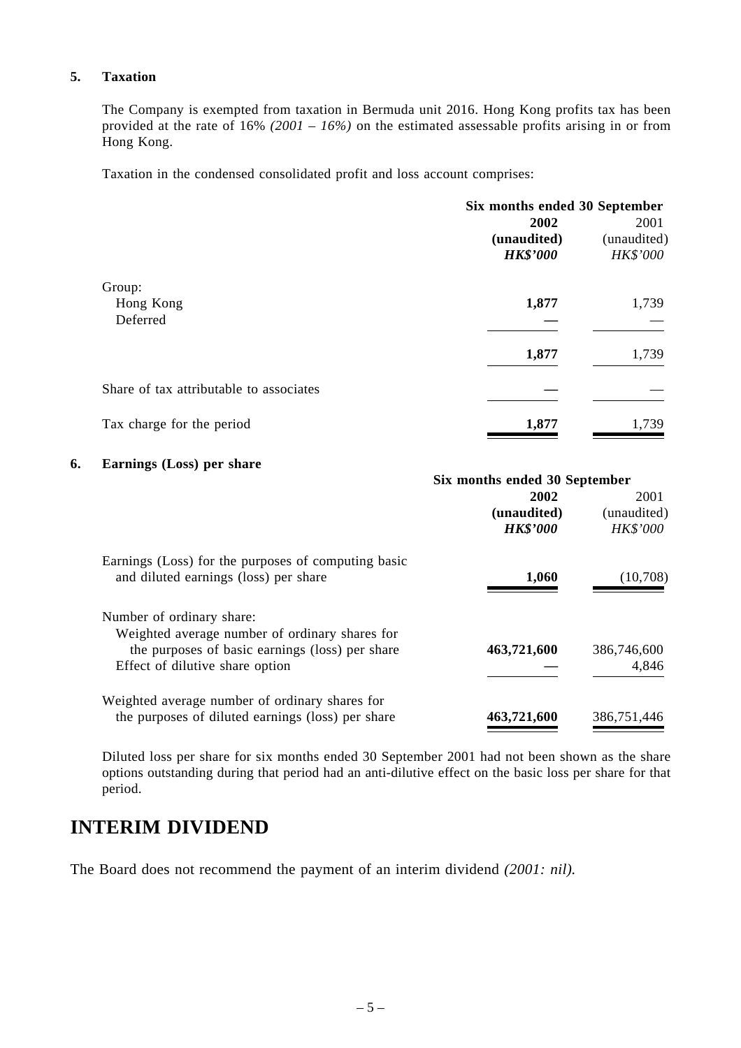### 5. Taxation

The Company is exempted from taxation in Bermuda unit 2016. Hong Kong profits tax has been provided at the rate of 16% *(2001 – 16%)* on the estimated assessable profits arising in or from Hong Kong.

Taxation in the condensed consolidated profit and loss account comprises:

| | Six months ended 30 September | |
|---|---|---|
| | **2002** | 2001 |
| | **(unaudited)** | (unaudited) |
| | ***HK$'000*** | *HK$'000* |
| Group: | | |
| Hong Kong | **1,877** | 1,739 |
| Deferred | **—** | — |
| | **1,877** | 1,739 |
| Share of tax attributable to associates | **—** | — |
| Tax charge for the period | **1,877** | 1,739 |

### 6. Earnings (Loss) per share

| | Six months ended 30 September | |
|---|---|---|
| | **2002** | 2001 |
| | **(unaudited)** | (unaudited) |
| | ***HK$'000*** | *HK$'000* |
| Earnings (Loss) for the purposes of computing basic and diluted earnings (loss) per share | **1,060** | (10,708) |
| Number of ordinary share: | | |
| Weighted average number of ordinary shares for the purposes of basic earnings (loss) per share | **463,721,600** | 386,746,600 |
| Effect of dilutive share option | **—** | 4,846 |
| Weighted average number of ordinary shares for the purposes of diluted earnings (loss) per share | **463,721,600** | 386,751,446 |

Diluted loss per share for six months ended 30 September 2001 had not been shown as the share options outstanding during that period had an anti-dilutive effect on the basic loss per share for that period.

## INTERIM DIVIDEND

The Board does not recommend the payment of an interim dividend *(2001: nil).*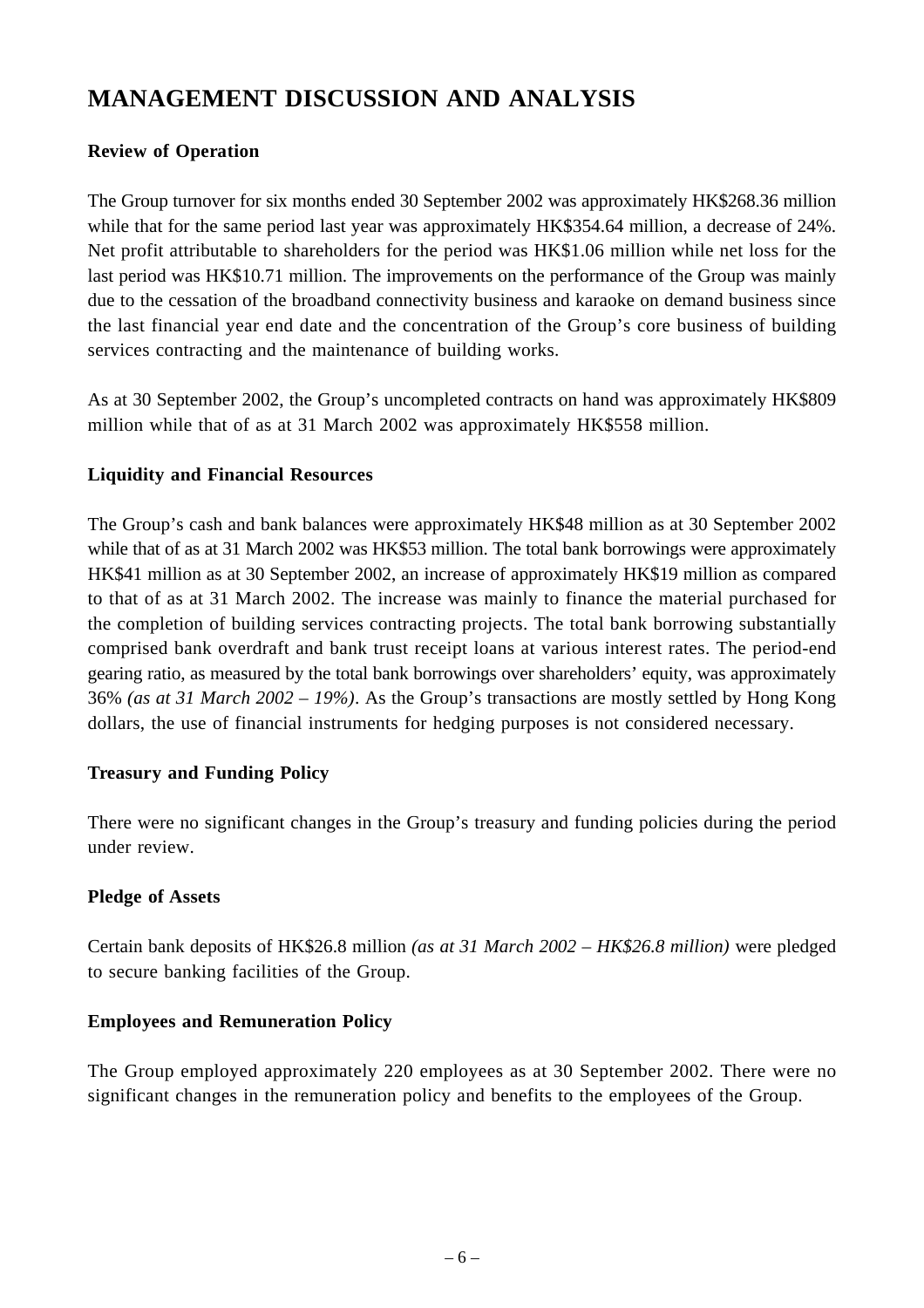# MANAGEMENT DISCUSSION AND ANALYSIS

**Review of Operation**

The Group turnover for six months ended 30 September 2002 was approximately HK$268.36 million while that for the same period last year was approximately HK$354.64 million, a decrease of 24%. Net profit attributable to shareholders for the period was HK$1.06 million while net loss for the last period was HK$10.71 million. The improvements on the performance of the Group was mainly due to the cessation of the broadband connectivity business and karaoke on demand business since the last financial year end date and the concentration of the Group's core business of building services contracting and the maintenance of building works.

As at 30 September 2002, the Group's uncompleted contracts on hand was approximately HK$809 million while that of as at 31 March 2002 was approximately HK$558 million.

**Liquidity and Financial Resources**

The Group's cash and bank balances were approximately HK$48 million as at 30 September 2002 while that of as at 31 March 2002 was HK$53 million. The total bank borrowings were approximately HK$41 million as at 30 September 2002, an increase of approximately HK$19 million as compared to that of as at 31 March 2002. The increase was mainly to finance the material purchased for the completion of building services contracting projects. The total bank borrowing substantially comprised bank overdraft and bank trust receipt loans at various interest rates. The period-end gearing ratio, as measured by the total bank borrowings over shareholders' equity, was approximately 36% *(as at 31 March 2002 – 19%)*. As the Group's transactions are mostly settled by Hong Kong dollars, the use of financial instruments for hedging purposes is not considered necessary.

**Treasury and Funding Policy**

There were no significant changes in the Group's treasury and funding policies during the period under review.

**Pledge of Assets**

Certain bank deposits of HK$26.8 million *(as at 31 March 2002 – HK$26.8 million)* were pledged to secure banking facilities of the Group.

**Employees and Remuneration Policy**

The Group employed approximately 220 employees as at 30 September 2002. There were no significant changes in the remuneration policy and benefits to the employees of the Group.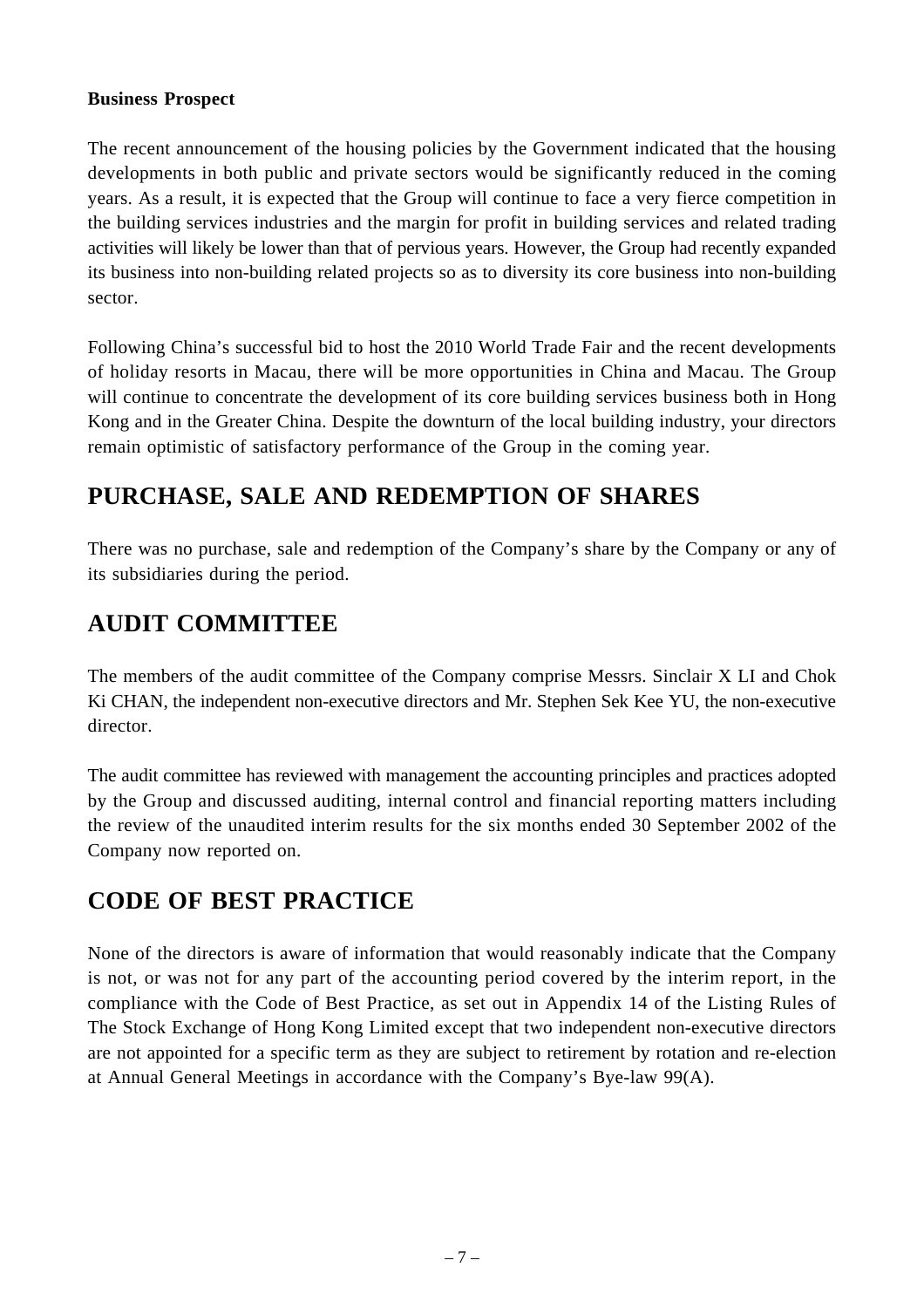**Business Prospect**

The recent announcement of the housing policies by the Government indicated that the housing developments in both public and private sectors would be significantly reduced in the coming years. As a result, it is expected that the Group will continue to face a very fierce competition in the building services industries and the margin for profit in building services and related trading activities will likely be lower than that of pervious years. However, the Group had recently expanded its business into non-building related projects so as to diversity its core business into non-building sector.

Following China's successful bid to host the 2010 World Trade Fair and the recent developments of holiday resorts in Macau, there will be more opportunities in China and Macau. The Group will continue to concentrate the development of its core building services business both in Hong Kong and in the Greater China. Despite the downturn of the local building industry, your directors remain optimistic of satisfactory performance of the Group in the coming year.

## PURCHASE, SALE AND REDEMPTION OF SHARES

There was no purchase, sale and redemption of the Company's share by the Company or any of its subsidiaries during the period.

## AUDIT COMMITTEE

The members of the audit committee of the Company comprise Messrs. Sinclair X LI and Chok Ki CHAN, the independent non-executive directors and Mr. Stephen Sek Kee YU, the non-executive director.

The audit committee has reviewed with management the accounting principles and practices adopted by the Group and discussed auditing, internal control and financial reporting matters including the review of the unaudited interim results for the six months ended 30 September 2002 of the Company now reported on.

## CODE OF BEST PRACTICE

None of the directors is aware of information that would reasonably indicate that the Company is not, or was not for any part of the accounting period covered by the interim report, in the compliance with the Code of Best Practice, as set out in Appendix 14 of the Listing Rules of The Stock Exchange of Hong Kong Limited except that two independent non-executive directors are not appointed for a specific term as they are subject to retirement by rotation and re-election at Annual General Meetings in accordance with the Company's Bye-law 99(A).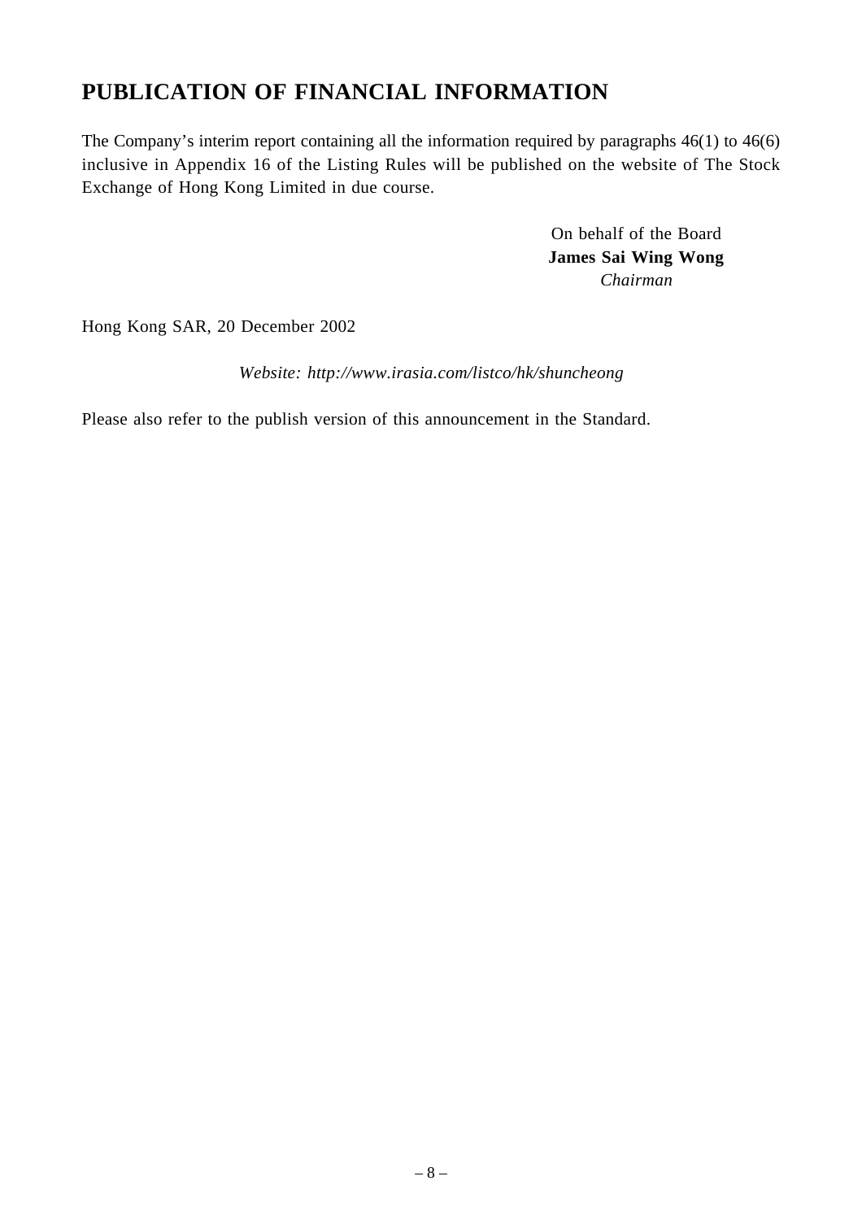## PUBLICATION OF FINANCIAL INFORMATION

The Company's interim report containing all the information required by paragraphs 46(1) to 46(6) inclusive in Appendix 16 of the Listing Rules will be published on the website of The Stock Exchange of Hong Kong Limited in due course.

On behalf of the Board
**James Sai Wing Wong**
*Chairman*

Hong Kong SAR, 20 December 2002

*Website: http://www.irasia.com/listco/hk/shuncheong*

Please also refer to the publish version of this announcement in the Standard.